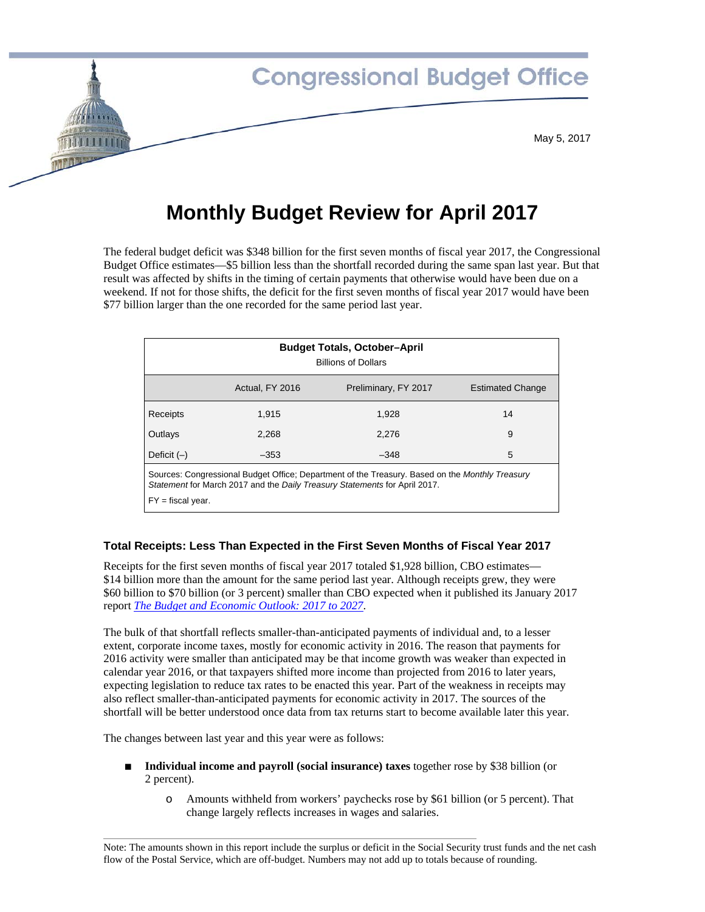Congressional Budget Office

May 5, 2017

# Monthly Budget Review for April 2017

The federal budget deficit was $348 billion for the first seven months of fiscal year 2017, the Congressional Budget Office estimates—$5 billion less than the shortfall recorded during the same span last year. But that result was affected by shifts in the timing of certain payments that otherwise would have been due on a weekend. If not for those shifts, the deficit for the first seven months of fiscal year 2017 would have been $77 billion larger than the one recorded for the same period last year.

**Budget Totals, October–April**
Billions of Dollars

| | Actual, FY 2016 | Preliminary, FY 2017 | Estimated Change |
|---|---|---|---|
| Receipts | 1,915 | 1,928 | 14 |
| Outlays | 2,268 | 2,276 | 9 |
| Deficit (–) | –353 | –348 | 5 |

Sources: Congressional Budget Office; Department of the Treasury. Based on the *Monthly Treasury Statement* for March 2017 and the *Daily Treasury Statements* for April 2017.

FY = fiscal year.

### Total Receipts: Less Than Expected in the First Seven Months of Fiscal Year 2017

Receipts for the first seven months of fiscal year 2017 totaled $1,928 billion, CBO estimates—$14 billion more than the amount for the same period last year. Although receipts grew, they were $60 billion to $70 billion (or 3 percent) smaller than CBO expected when it published its January 2017 report *The Budget and Economic Outlook: 2017 to 2027*.

The bulk of that shortfall reflects smaller-than-anticipated payments of individual and, to a lesser extent, corporate income taxes, mostly for economic activity in 2016. The reason that payments for 2016 activity were smaller than anticipated may be that income growth was weaker than expected in calendar year 2016, or that taxpayers shifted more income than projected from 2016 to later years, expecting legislation to reduce tax rates to be enacted this year. Part of the weakness in receipts may also reflect smaller-than-anticipated payments for economic activity in 2017. The sources of the shortfall will be better understood once data from tax returns start to become available later this year.

The changes between last year and this year were as follows:

- **Individual income and payroll (social insurance) taxes** together rose by $38 billion (or 2 percent).
  - Amounts withheld from workers' paychecks rose by $61 billion (or 5 percent). That change largely reflects increases in wages and salaries.

Note: The amounts shown in this report include the surplus or deficit in the Social Security trust funds and the net cash flow of the Postal Service, which are off-budget. Numbers may not add up to totals because of rounding.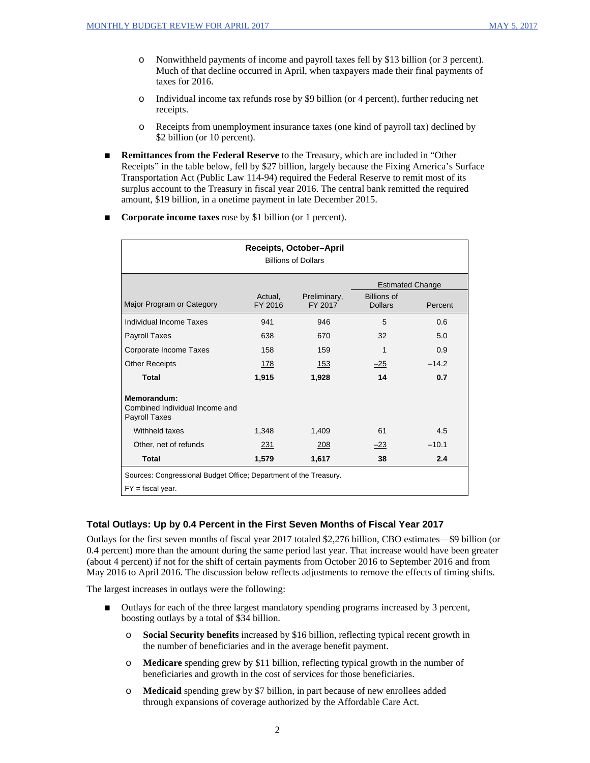- Nonwithheld payments of income and payroll taxes fell by $13 billion (or 3 percent). Much of that decline occurred in April, when taxpayers made their final payments of taxes for 2016.
- Individual income tax refunds rose by $9 billion (or 4 percent), further reducing net receipts.
- Receipts from unemployment insurance taxes (one kind of payroll tax) declined by $2 billion (or 10 percent).

■ **Remittances from the Federal Reserve** to the Treasury, which are included in "Other Receipts" in the table below, fell by $27 billion, largely because the Fixing America's Surface Transportation Act (Public Law 114-94) required the Federal Reserve to remit most of its surplus account to the Treasury in fiscal year 2016. The central bank remitted the required amount, $19 billion, in a onetime payment in late December 2015.

■ **Corporate income taxes** rose by $1 billion (or 1 percent).

**Receipts, October–April**

Billions of Dollars

| Major Program or Category | Actual, FY 2016 | Preliminary, FY 2017 | Estimated Change: Billions of Dollars | Estimated Change: Percent |
|---|---|---|---|---|
| Individual Income Taxes | 941 | 946 | 5 | 0.6 |
| Payroll Taxes | 638 | 670 | 32 | 5.0 |
| Corporate Income Taxes | 158 | 159 | 1 | 0.9 |
| Other Receipts | 178 | 153 | –25 | –14.2 |
| **Total** | **1,915** | **1,928** | **14** | **0.7** |
| **Memorandum:** Combined Individual Income and Payroll Taxes | | | | |
| Withheld taxes | 1,348 | 1,409 | 61 | 4.5 |
| Other, net of refunds | 231 | 208 | –23 | –10.1 |
| **Total** | **1,579** | **1,617** | **38** | **2.4** |

Sources: Congressional Budget Office; Department of the Treasury.

FY = fiscal year.

### Total Outlays: Up by 0.4 Percent in the First Seven Months of Fiscal Year 2017

Outlays for the first seven months of fiscal year 2017 totaled $2,276 billion, CBO estimates—$9 billion (or 0.4 percent) more than the amount during the same period last year. That increase would have been greater (about 4 percent) if not for the shift of certain payments from October 2016 to September 2016 and from May 2016 to April 2016. The discussion below reflects adjustments to remove the effects of timing shifts.

The largest increases in outlays were the following:

■ Outlays for each of the three largest mandatory spending programs increased by 3 percent, boosting outlays by a total of $34 billion.

- **Social Security benefits** increased by $16 billion, reflecting typical recent growth in the number of beneficiaries and in the average benefit payment.
- **Medicare** spending grew by $11 billion, reflecting typical growth in the number of beneficiaries and growth in the cost of services for those beneficiaries.
- **Medicaid** spending grew by $7 billion, in part because of new enrollees added through expansions of coverage authorized by the Affordable Care Act.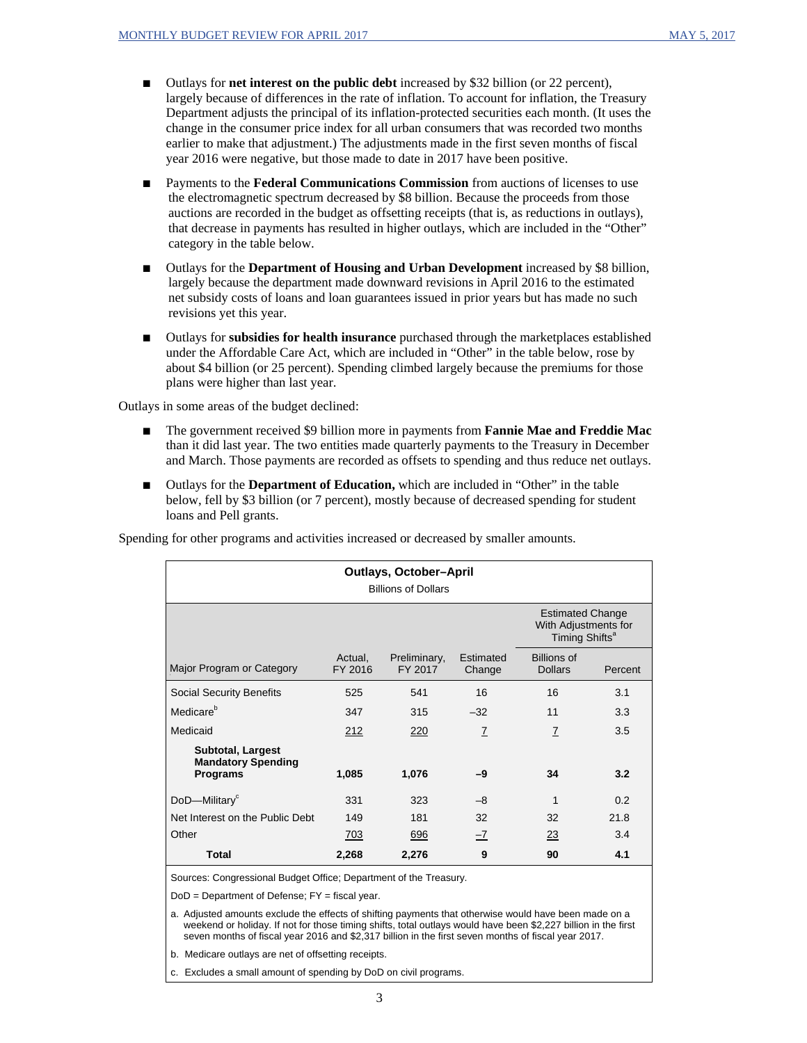- Outlays for **net interest on the public debt** increased by $32 billion (or 22 percent), largely because of differences in the rate of inflation. To account for inflation, the Treasury Department adjusts the principal of its inflation-protected securities each month. (It uses the change in the consumer price index for all urban consumers that was recorded two months earlier to make that adjustment.) The adjustments made in the first seven months of fiscal year 2016 were negative, but those made to date in 2017 have been positive.

- Payments to the **Federal Communications Commission** from auctions of licenses to use the electromagnetic spectrum decreased by $8 billion. Because the proceeds from those auctions are recorded in the budget as offsetting receipts (that is, as reductions in outlays), that decrease in payments has resulted in higher outlays, which are included in the "Other" category in the table below.

- Outlays for the **Department of Housing and Urban Development** increased by $8 billion, largely because the department made downward revisions in April 2016 to the estimated net subsidy costs of loans and loan guarantees issued in prior years but has made no such revisions yet this year.

- Outlays for **subsidies for health insurance** purchased through the marketplaces established under the Affordable Care Act, which are included in "Other" in the table below, rose by about $4 billion (or 25 percent). Spending climbed largely because the premiums for those plans were higher than last year.

Outlays in some areas of the budget declined:

- The government received $9 billion more in payments from **Fannie Mae and Freddie Mac** than it did last year. The two entities made quarterly payments to the Treasury in December and March. Those payments are recorded as offsets to spending and thus reduce net outlays.

- Outlays for the **Department of Education,** which are included in "Other" in the table below, fell by $3 billion (or 7 percent), mostly because of decreased spending for student loans and Pell grants.

Spending for other programs and activities increased or decreased by smaller amounts.

**Outlays, October–April**

Billions of Dollars

| | | | | Estimated Change With Adjustments for Timing Shifts[a] | |
|---|---|---|---|---|---|
| Major Program or Category | Actual, FY 2016 | Preliminary, FY 2017 | Estimated Change | Billions of Dollars | Percent |
| Social Security Benefits | 525 | 541 | 16 | 16 | 3.1 |
| Medicare[b] | 347 | 315 | –32 | 11 | 3.3 |
| Medicaid | 212 | 220 | 7 | 7 | 3.5 |
| **Subtotal, Largest Mandatory Spending Programs** | **1,085** | **1,076** | **–9** | **34** | **3.2** |
| DoD—Military[c] | 331 | 323 | –8 | 1 | 0.2 |
| Net Interest on the Public Debt | 149 | 181 | 32 | 32 | 21.8 |
| Other | 703 | 696 | –7 | 23 | 3.4 |
| **Total** | **2,268** | **2,276** | **9** | **90** | **4.1** |

Sources: Congressional Budget Office; Department of the Treasury.

DoD = Department of Defense; FY = fiscal year.

a. Adjusted amounts exclude the effects of shifting payments that otherwise would have been made on a weekend or holiday. If not for those timing shifts, total outlays would have been $2,227 billion in the first seven months of fiscal year 2016 and $2,317 billion in the first seven months of fiscal year 2017.

b. Medicare outlays are net of offsetting receipts.

c. Excludes a small amount of spending by DoD on civil programs.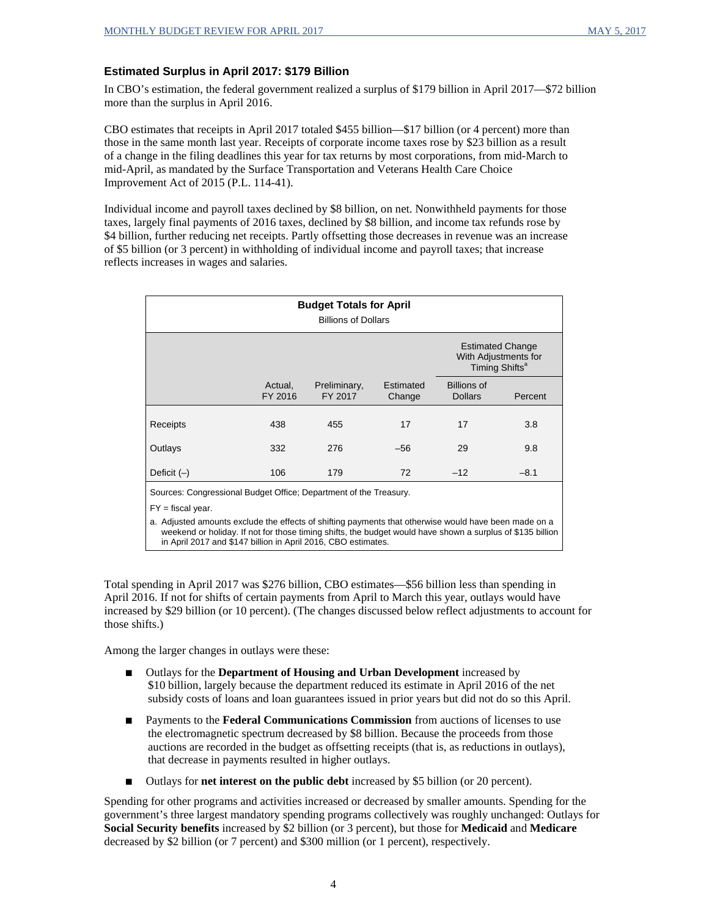### Estimated Surplus in April 2017: $179 Billion

In CBO's estimation, the federal government realized a surplus of $179 billion in April 2017—$72 billion more than the surplus in April 2016.

CBO estimates that receipts in April 2017 totaled $455 billion—$17 billion (or 4 percent) more than those in the same month last year. Receipts of corporate income taxes rose by $23 billion as a result of a change in the filing deadlines this year for tax returns by most corporations, from mid-March to mid-April, as mandated by the Surface Transportation and Veterans Health Care Choice Improvement Act of 2015 (P.L. 114-41).

Individual income and payroll taxes declined by $8 billion, on net. Nonwithheld payments for those taxes, largely final payments of 2016 taxes, declined by $8 billion, and income tax refunds rose by $4 billion, further reducing net receipts. Partly offsetting those decreases in revenue was an increase of $5 billion (or 3 percent) in withholding of individual income and payroll taxes; that increase reflects increases in wages and salaries.

**Budget Totals for April**

Billions of Dollars

| | | | | Estimated Change With Adjustments for Timing Shifts[a] | |
|---|---|---|---|---|---|
| | Actual, FY 2016 | Preliminary, FY 2017 | Estimated Change | Billions of Dollars | Percent |
| Receipts | 438 | 455 | 17 | 17 | 3.8 |
| Outlays | 332 | 276 | –56 | 29 | 9.8 |
| Deficit (–) | 106 | 179 | 72 | –12 | –8.1 |

Sources: Congressional Budget Office; Department of the Treasury.

FY = fiscal year.

a. Adjusted amounts exclude the effects of shifting payments that otherwise would have been made on a weekend or holiday. If not for those timing shifts, the budget would have shown a surplus of $135 billion in April 2017 and $147 billion in April 2016, CBO estimates.

Total spending in April 2017 was $276 billion, CBO estimates—$56 billion less than spending in April 2016. If not for shifts of certain payments from April to March this year, outlays would have increased by $29 billion (or 10 percent). (The changes discussed below reflect adjustments to account for those shifts.)

Among the larger changes in outlays were these:

- Outlays for the **Department of Housing and Urban Development** increased by $10 billion, largely because the department reduced its estimate in April 2016 of the net subsidy costs of loans and loan guarantees issued in prior years but did not do so this April.
- Payments to the **Federal Communications Commission** from auctions of licenses to use the electromagnetic spectrum decreased by $8 billion. Because the proceeds from those auctions are recorded in the budget as offsetting receipts (that is, as reductions in outlays), that decrease in payments resulted in higher outlays.
- Outlays for **net interest on the public debt** increased by $5 billion (or 20 percent).

Spending for other programs and activities increased or decreased by smaller amounts. Spending for the government's three largest mandatory spending programs collectively was roughly unchanged: Outlays for **Social Security benefits** increased by $2 billion (or 3 percent), but those for **Medicaid** and **Medicare** decreased by $2 billion (or 7 percent) and $300 million (or 1 percent), respectively.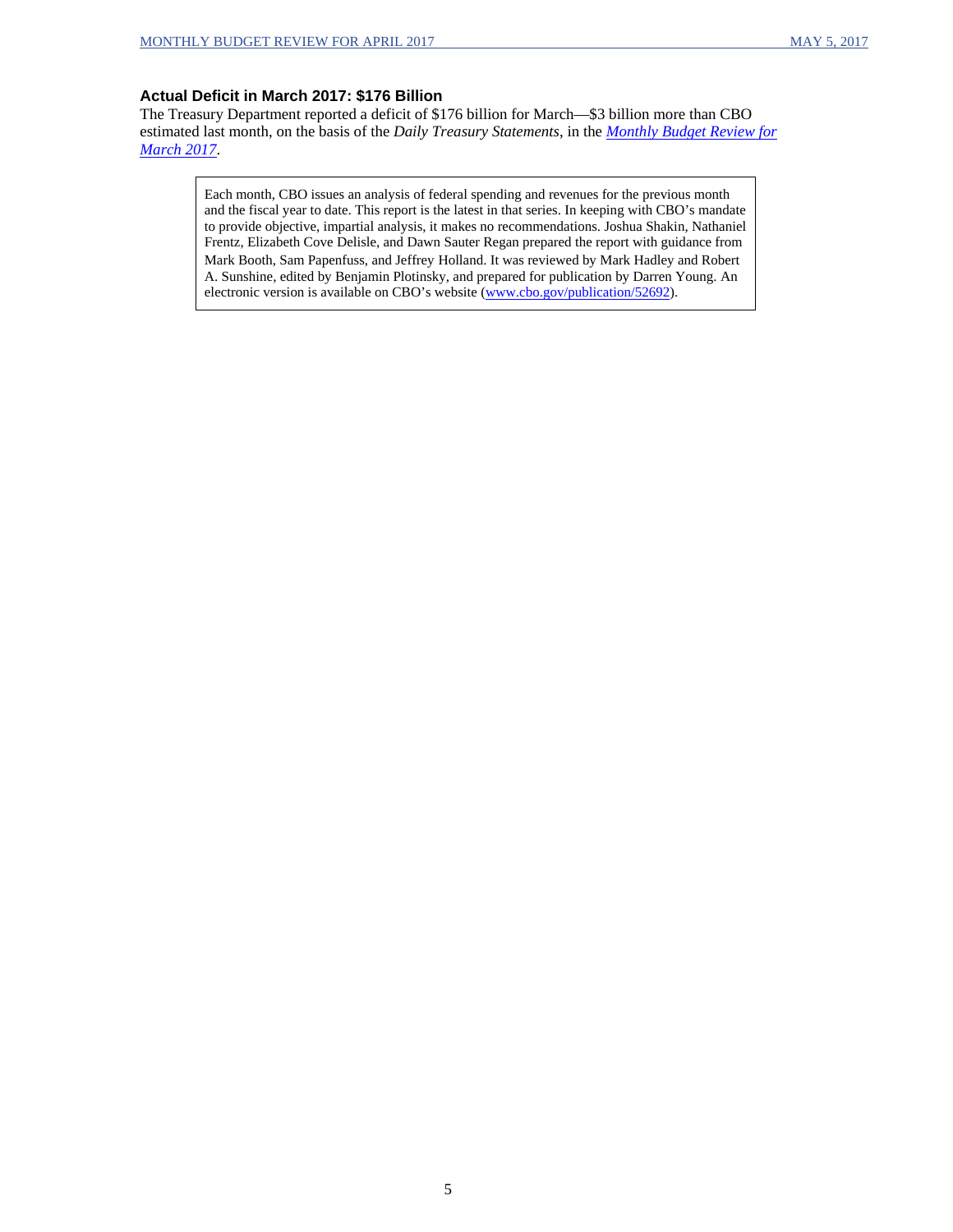### Actual Deficit in March 2017: $176 Billion

The Treasury Department reported a deficit of $176 billion for March—$3 billion more than CBO estimated last month, on the basis of the *Daily Treasury Statements*, in the [*Monthly Budget Review for March 2017*](#).

> Each month, CBO issues an analysis of federal spending and revenues for the previous month and the fiscal year to date. This report is the latest in that series. In keeping with CBO's mandate to provide objective, impartial analysis, it makes no recommendations. Joshua Shakin, Nathaniel Frentz, Elizabeth Cove Delisle, and Dawn Sauter Regan prepared the report with guidance from Mark Booth, Sam Papenfuss, and Jeffrey Holland. It was reviewed by Mark Hadley and Robert A. Sunshine, edited by Benjamin Plotinsky, and prepared for publication by Darren Young. An electronic version is available on CBO's website (www.cbo.gov/publication/52692).